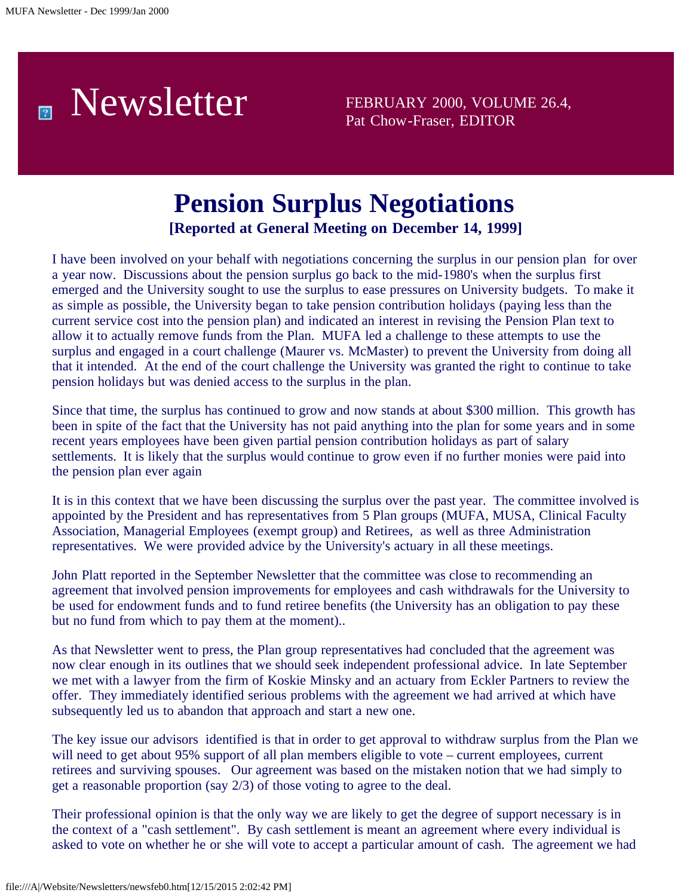# Newsletter

FEBRUARY 2000, VOLUME 26.4,
Pat Chow-Fraser, EDITOR

# Pension Surplus Negotiations

**[Reported at General Meeting on December 14, 1999]**

I have been involved on your behalf with negotiations concerning the surplus in our pension plan for over a year now. Discussions about the pension surplus go back to the mid-1980's when the surplus first emerged and the University sought to use the surplus to ease pressures on University budgets. To make it as simple as possible, the University began to take pension contribution holidays (paying less than the current service cost into the pension plan) and indicated an interest in revising the Pension Plan text to allow it to actually remove funds from the Plan. MUFA led a challenge to these attempts to use the surplus and engaged in a court challenge (Maurer vs. McMaster) to prevent the University from doing all that it intended. At the end of the court challenge the University was granted the right to continue to take pension holidays but was denied access to the surplus in the plan.

Since that time, the surplus has continued to grow and now stands at about $300 million. This growth has been in spite of the fact that the University has not paid anything into the plan for some years and in some recent years employees have been given partial pension contribution holidays as part of salary settlements. It is likely that the surplus would continue to grow even if no further monies were paid into the pension plan ever again

It is in this context that we have been discussing the surplus over the past year. The committee involved is appointed by the President and has representatives from 5 Plan groups (MUFA, MUSA, Clinical Faculty Association, Managerial Employees (exempt group) and Retirees, as well as three Administration representatives. We were provided advice by the University's actuary in all these meetings.

John Platt reported in the September Newsletter that the committee was close to recommending an agreement that involved pension improvements for employees and cash withdrawals for the University to be used for endowment funds and to fund retiree benefits (the University has an obligation to pay these but no fund from which to pay them at the moment)..

As that Newsletter went to press, the Plan group representatives had concluded that the agreement was now clear enough in its outlines that we should seek independent professional advice. In late September we met with a lawyer from the firm of Koskie Minsky and an actuary from Eckler Partners to review the offer. They immediately identified serious problems with the agreement we had arrived at which have subsequently led us to abandon that approach and start a new one.

The key issue our advisors identified is that in order to get approval to withdraw surplus from the Plan we will need to get about 95% support of all plan members eligible to vote – current employees, current retirees and surviving spouses. Our agreement was based on the mistaken notion that we had simply to get a reasonable proportion (say 2/3) of those voting to agree to the deal.

Their professional opinion is that the only way we are likely to get the degree of support necessary is in the context of a "cash settlement". By cash settlement is meant an agreement where every individual is asked to vote on whether he or she will vote to accept a particular amount of cash. The agreement we had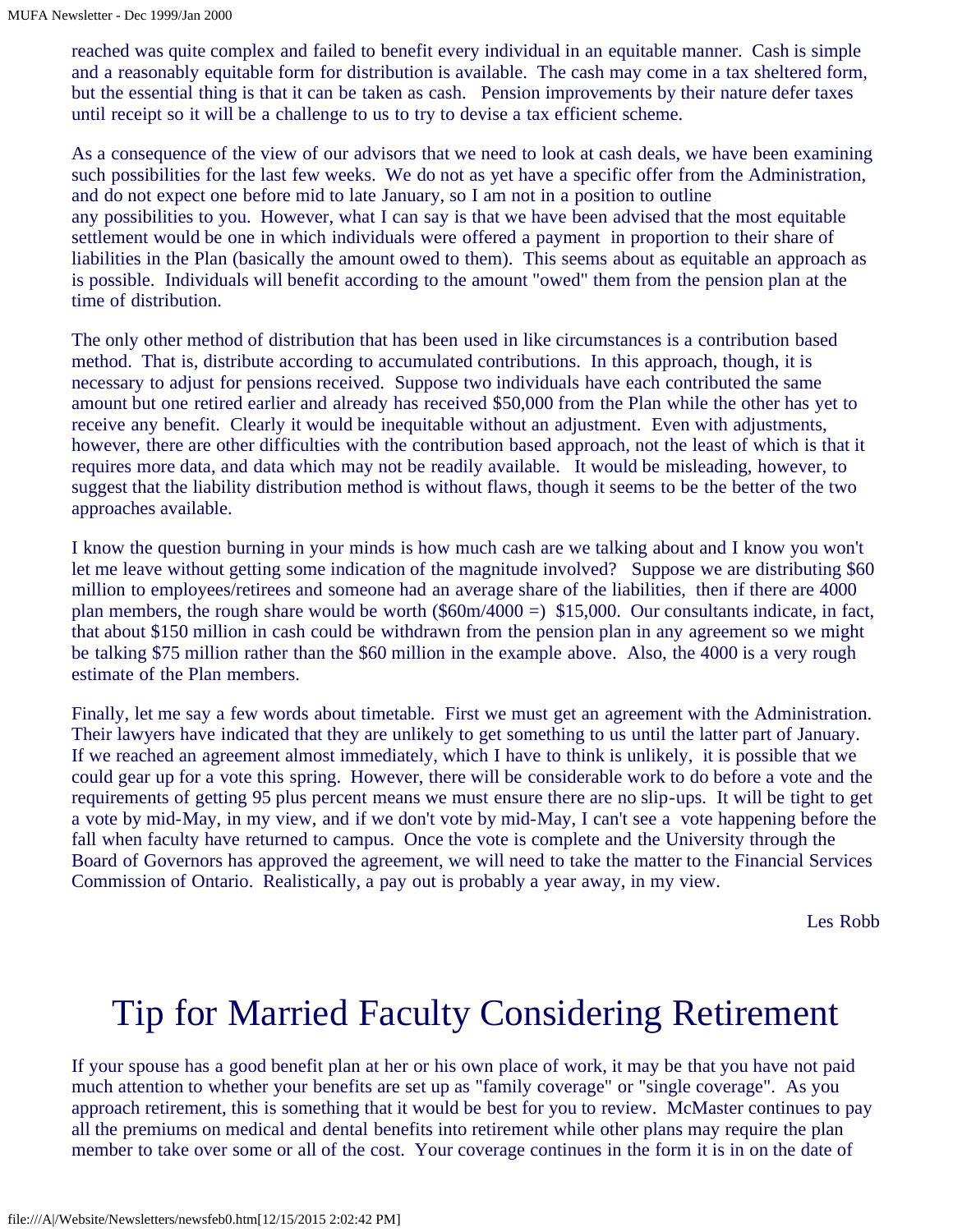reached was quite complex and failed to benefit every individual in an equitable manner. Cash is simple and a reasonably equitable form for distribution is available. The cash may come in a tax sheltered form, but the essential thing is that it can be taken as cash. Pension improvements by their nature defer taxes until receipt so it will be a challenge to us to try to devise a tax efficient scheme.

As a consequence of the view of our advisors that we need to look at cash deals, we have been examining such possibilities for the last few weeks. We do not as yet have a specific offer from the Administration, and do not expect one before mid to late January, so I am not in a position to outline any possibilities to you. However, what I can say is that we have been advised that the most equitable settlement would be one in which individuals were offered a payment in proportion to their share of liabilities in the Plan (basically the amount owed to them). This seems about as equitable an approach as is possible. Individuals will benefit according to the amount "owed" them from the pension plan at the time of distribution.

The only other method of distribution that has been used in like circumstances is a contribution based method. That is, distribute according to accumulated contributions. In this approach, though, it is necessary to adjust for pensions received. Suppose two individuals have each contributed the same amount but one retired earlier and already has received $50,000 from the Plan while the other has yet to receive any benefit. Clearly it would be inequitable without an adjustment. Even with adjustments, however, there are other difficulties with the contribution based approach, not the least of which is that it requires more data, and data which may not be readily available. It would be misleading, however, to suggest that the liability distribution method is without flaws, though it seems to be the better of the two approaches available.

I know the question burning in your minds is how much cash are we talking about and I know you won't let me leave without getting some indication of the magnitude involved? Suppose we are distributing $60 million to employees/retirees and someone had an average share of the liabilities, then if there are 4000 plan members, the rough share would be worth ($60m/4000 =) $15,000. Our consultants indicate, in fact, that about $150 million in cash could be withdrawn from the pension plan in any agreement so we might be talking $75 million rather than the $60 million in the example above. Also, the 4000 is a very rough estimate of the Plan members.

Finally, let me say a few words about timetable. First we must get an agreement with the Administration. Their lawyers have indicated that they are unlikely to get something to us until the latter part of January. If we reached an agreement almost immediately, which I have to think is unlikely, it is possible that we could gear up for a vote this spring. However, there will be considerable work to do before a vote and the requirements of getting 95 plus percent means we must ensure there are no slip-ups. It will be tight to get a vote by mid-May, in my view, and if we don't vote by mid-May, I can't see a vote happening before the fall when faculty have returned to campus. Once the vote is complete and the University through the Board of Governors has approved the agreement, we will need to take the matter to the Financial Services Commission of Ontario. Realistically, a pay out is probably a year away, in my view.

Les Robb

# Tip for Married Faculty Considering Retirement

If your spouse has a good benefit plan at her or his own place of work, it may be that you have not paid much attention to whether your benefits are set up as "family coverage" or "single coverage". As you approach retirement, this is something that it would be best for you to review. McMaster continues to pay all the premiums on medical and dental benefits into retirement while other plans may require the plan member to take over some or all of the cost. Your coverage continues in the form it is in on the date of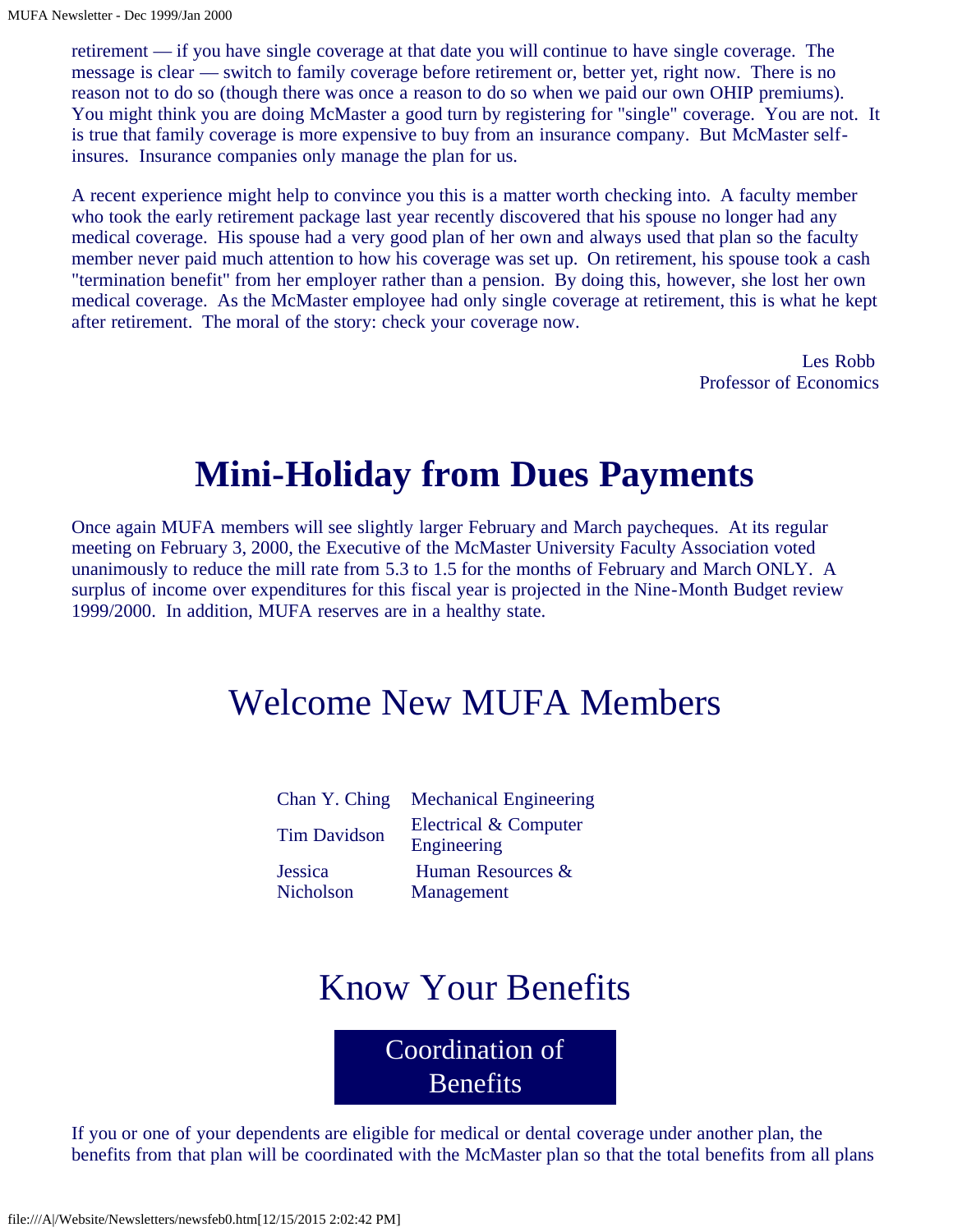retirement — if you have single coverage at that date you will continue to have single coverage. The message is clear — switch to family coverage before retirement or, better yet, right now. There is no reason not to do so (though there was once a reason to do so when we paid our own OHIP premiums). You might think you are doing McMaster a good turn by registering for "single" coverage. You are not. It is true that family coverage is more expensive to buy from an insurance company. But McMaster self-insures. Insurance companies only manage the plan for us.

A recent experience might help to convince you this is a matter worth checking into. A faculty member who took the early retirement package last year recently discovered that his spouse no longer had any medical coverage. His spouse had a very good plan of her own and always used that plan so the faculty member never paid much attention to how his coverage was set up. On retirement, his spouse took a cash "termination benefit" from her employer rather than a pension. By doing this, however, she lost her own medical coverage. As the McMaster employee had only single coverage at retirement, this is what he kept after retirement. The moral of the story: check your coverage now.

Les Robb
Professor of Economics

# Mini-Holiday from Dues Payments

Once again MUFA members will see slightly larger February and March paycheques. At its regular meeting on February 3, 2000, the Executive of the McMaster University Faculty Association voted unanimously to reduce the mill rate from 5.3 to 1.5 for the months of February and March ONLY. A surplus of income over expenditures for this fiscal year is projected in the Nine-Month Budget review 1999/2000. In addition, MUFA reserves are in a healthy state.

# Welcome New MUFA Members

| | |
|---|---|
| Chan Y. Ching | Mechanical Engineering |
| Tim Davidson | Electrical & Computer Engineering |
| Jessica Nicholson | Human Resources & Management |

# Know Your Benefits

## Coordination of Benefits

If you or one of your dependents are eligible for medical or dental coverage under another plan, the benefits from that plan will be coordinated with the McMaster plan so that the total benefits from all plans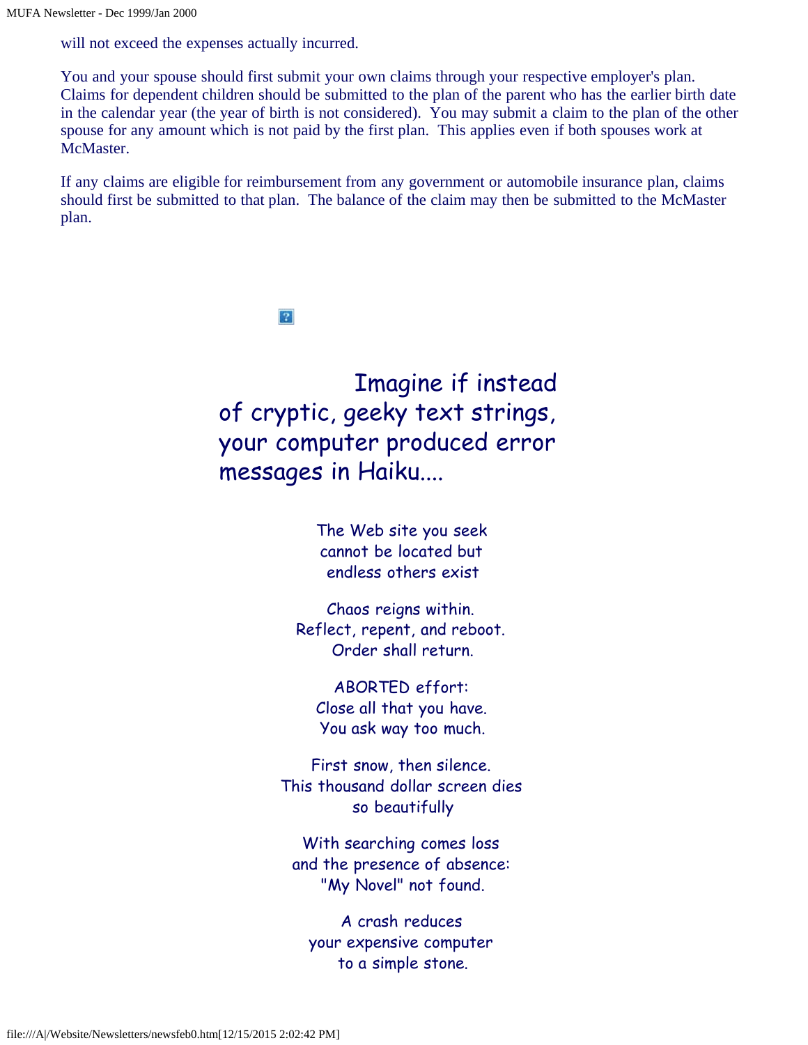will not exceed the expenses actually incurred.

You and your spouse should first submit your own claims through your respective employer's plan. Claims for dependent children should be submitted to the plan of the parent who has the earlier birth date in the calendar year (the year of birth is not considered). You may submit a claim to the plan of the other spouse for any amount which is not paid by the first plan. This applies even if both spouses work at McMaster.

If any claims are eligible for reimbursement from any government or automobile insurance plan, claims should first be submitted to that plan. The balance of the claim may then be submitted to the McMaster plan.

Imagine if instead of cryptic, geeky text strings, your computer produced error messages in Haiku....

The Web site you seek  
cannot be located but  
endless others exist

Chaos reigns within.  
Reflect, repent, and reboot.  
Order shall return.

ABORTED effort:  
Close all that you have.  
You ask way too much.

First snow, then silence.  
This thousand dollar screen dies  
so beautifully

With searching comes loss  
and the presence of absence:  
"My Novel" not found.

A crash reduces  
your expensive computer  
to a simple stone.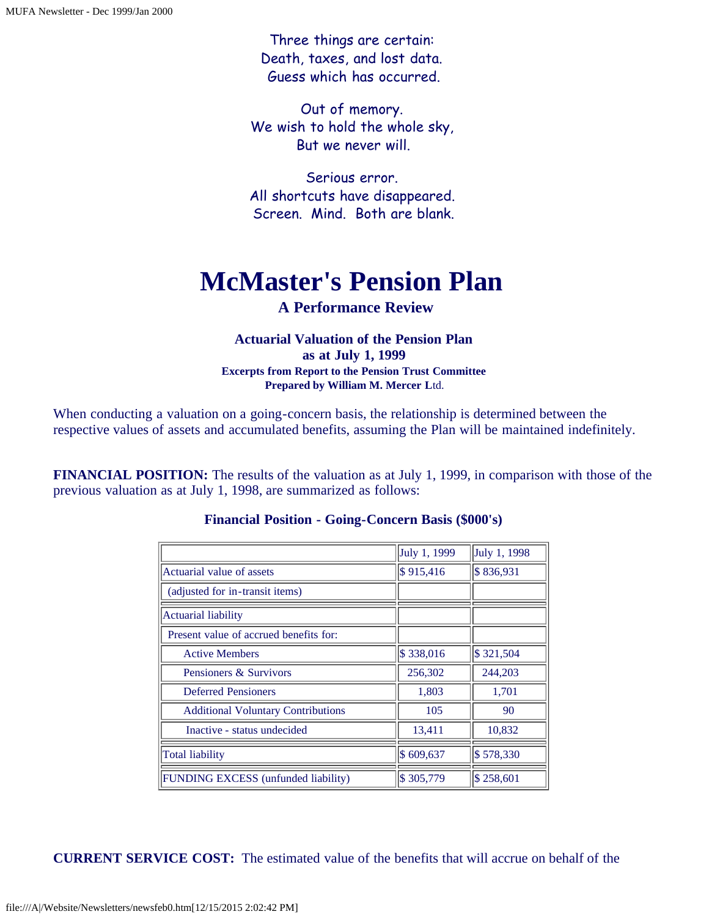Three things are certain:
Death, taxes, and lost data.
Guess which has occurred.

Out of memory.
We wish to hold the whole sky,
But we never will.

Serious error.
All shortcuts have disappeared.
Screen. Mind. Both are blank.

# McMaster's Pension Plan

### A Performance Review

**Actuarial Valuation of the Pension Plan**
**as at July 1, 1999**
**Excerpts from Report to the Pension Trust Committee**
**Prepared by William M. Mercer Ltd.**

When conducting a valuation on a going-concern basis, the relationship is determined between the respective values of assets and accumulated benefits, assuming the Plan will be maintained indefinitely.

**FINANCIAL POSITION:** The results of the valuation as at July 1, 1999, in comparison with those of the previous valuation as at July 1, 1998, are summarized as follows:

**Financial Position - Going-Concern Basis ($000's)**

| | July 1, 1999 | July 1, 1998 |
|---|---|---|
| Actuarial value of assets | $ 915,416 | $ 836,931 |
| (adjusted for in-transit items) | | |
| Actuarial liability | | |
| Present value of accrued benefits for: | | |
| Active Members | $ 338,016 | $ 321,504 |
| Pensioners & Survivors | 256,302 | 244,203 |
| Deferred Pensioners | 1,803 | 1,701 |
| Additional Voluntary Contributions | 105 | 90 |
| Inactive - status undecided | 13,411 | 10,832 |
| Total liability | $ 609,637 | $ 578,330 |
| FUNDING EXCESS (unfunded liability) | $ 305,779 | $ 258,601 |

**CURRENT SERVICE COST:** The estimated value of the benefits that will accrue on behalf of the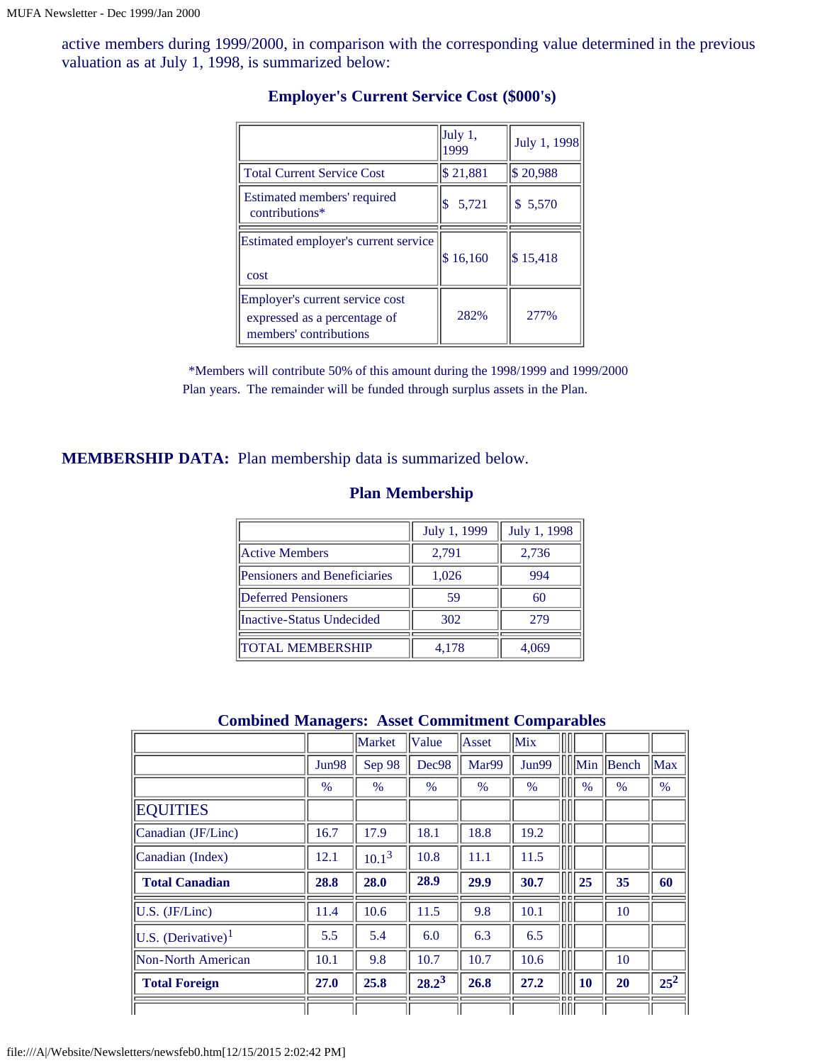active members during 1999/2000, in comparison with the corresponding value determined in the previous valuation as at July 1, 1998, is summarized below:

### Employer's Current Service Cost ($000's)

| | July 1, 1999 | July 1, 1998 |
|---|---|---|
| Total Current Service Cost | $ 21,881 | $ 20,988 |
| Estimated members' required contributions* | $ 5,721 | $ 5,570 |
| Estimated employer's current service cost | $ 16,160 | $ 15,418 |
| Employer's current service cost expressed as a percentage of members' contributions | 282% | 277% |

*Members will contribute 50% of this amount during the 1998/1999 and 1999/2000 Plan years. The remainder will be funded through surplus assets in the Plan.

**MEMBERSHIP DATA:** Plan membership data is summarized below.

### Plan Membership

| | July 1, 1999 | July 1, 1998 |
|---|---|---|
| Active Members | 2,791 | 2,736 |
| Pensioners and Beneficiaries | 1,026 | 994 |
| Deferred Pensioners | 59 | 60 |
| Inactive-Status Undecided | 302 | 279 |
| TOTAL MEMBERSHIP | 4,178 | 4,069 |

### Combined Managers: Asset Commitment Comparables

| | | Market | Value | Asset | Mix | | | |
|---|---|---|---|---|---|---|---|---|
| | Jun98 | Sep 98 | Dec98 | Mar99 | Jun99 | Min | Bench | Max |
| | % | % | % | % | % | % | % | % |
| EQUITIES | | | | | | | | |
| Canadian (JF/Linc) | 16.7 | 17.9 | 18.1 | 18.8 | 19.2 | | | |
| Canadian (Index) | 12.1 | 10.1[3] | 10.8 | 11.1 | 11.5 | | | |
| **Total Canadian** | **28.8** | **28.0** | **28.9** | **29.9** | **30.7** | **25** | **35** | **60** |
| U.S. (JF/Linc) | 11.4 | 10.6 | 11.5 | 9.8 | 10.1 | | 10 | |
| U.S. (Derivative)[1] | 5.5 | 5.4 | 6.0 | 6.3 | 6.5 | | | |
| Non-North American | 10.1 | 9.8 | 10.7 | 10.7 | 10.6 | | 10 | |
| **Total Foreign** | **27.0** | **25.8** | **28.2[3]** | **26.8** | **27.2** | **10** | **20** | **25[2]** |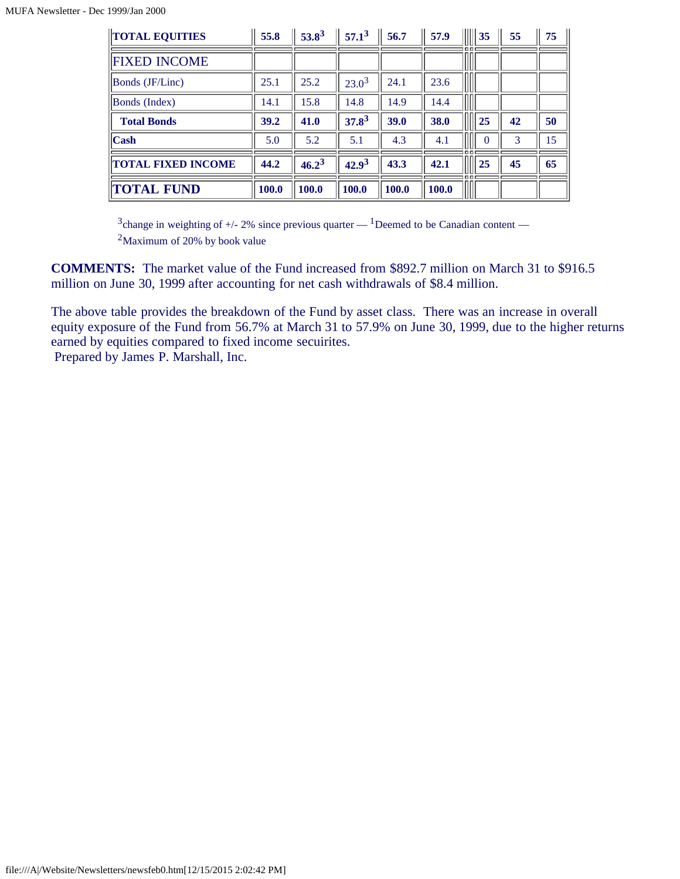| | | | | | | | | |
|---|---|---|---|---|---|---|---|---|
| **TOTAL EQUITIES** | **55.8** | **53.8**[3] | **57.1**[3] | **56.7** | **57.9** | **35** | **55** | **75** |
| FIXED INCOME | | | | | | | | |
| Bonds (JF/Linc) | 25.1 | 25.2 | 23.0[3] | 24.1 | 23.6 | | | |
| Bonds (Index) | 14.1 | 15.8 | 14.8 | 14.9 | 14.4 | | | |
| **Total Bonds** | **39.2** | **41.0** | **37.8**[3] | **39.0** | **38.0** | **25** | **42** | **50** |
| **Cash** | 5.0 | 5.2 | 5.1 | 4.3 | 4.1 | 0 | 3 | 15 |
| **TOTAL FIXED INCOME** | **44.2** | **46.2**[3] | **42.9**[3] | **43.3** | **42.1** | **25** | **45** | **65** |
| **TOTAL FUND** | **100.0** | **100.0** | **100.0** | **100.0** | **100.0** | | | |

[3]change in weighting of +/- 2% since previous quarter — [1]Deemed to be Canadian content — [2]Maximum of 20% by book value

**COMMENTS:** The market value of the Fund increased from $892.7 million on March 31 to $916.5 million on June 30, 1999 after accounting for net cash withdrawals of $8.4 million.

The above table provides the breakdown of the Fund by asset class. There was an increase in overall equity exposure of the Fund from 56.7% at March 31 to 57.9% on June 30, 1999, due to the higher returns earned by equities compared to fixed income secuirites.

Prepared by James P. Marshall, Inc.